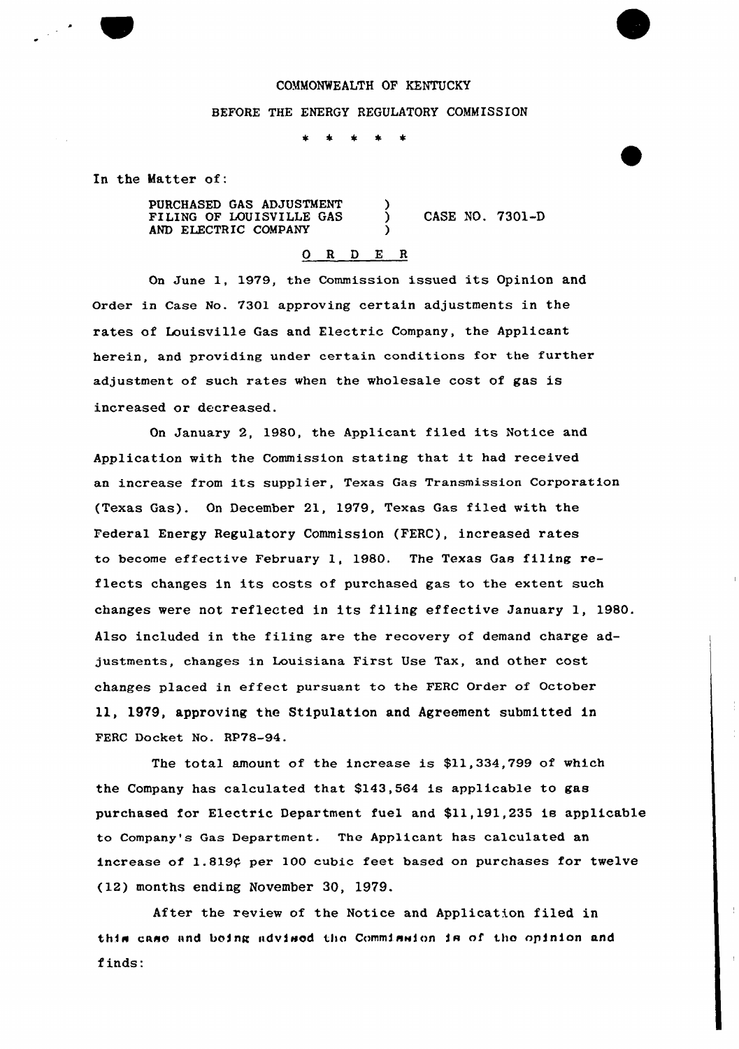COMMONWEALTH OF KENTUCKY

BEFORE THE ENERGY REGULATORY COMMISSION

\* \* \* \* \*

In the Matter of:

PURCHASED GAS ADJUSTMENT FILING OF LOUISVILLE GAS AND ELECTRIC COMPANY ) CASE NO. 7301-D

## O R D E R

On June 1, 1979, the Commission issued its Opinion and Order in Case No. 7301 approving certain adjustments in the rates of Louisville Gas and Electric Company, the Applicant herein, and providing under certain conditions for the further adjustment of such rates when the wholesale cost of gas is increased or decreased.

On January 2, 1980, the Applicant filed its Notice and Application with the Commission stating that it had received an increase from its supplier, Texas Gas Transmission Corporation (Texas Gas). On December 21, 1979, Texas Gas filed with the Federal Energy Regulatory Commission (FERC), increased rates to become effective February 1, 1980. The Texas Gas filing reflects changes in its costs of purchased gas to the extent such changes were not reflected in its filing effective January 1, 1980. Also included in the filing are the recovery of demand charge adjustments, changes in Louisiana First Use Tax, and other cost changes placed in effect pursuant to the FERC Order of October 11, 1979, approving the Stipulation and Agreement submitted in FERC Docket No. RP78-94.

The total amount of the increase is $11,334,799 of which the Company has calculated that $143,564 is applicable to gas purchased for Electric Department fuel and $11,191,235 is applicable to Company's Gas Department. The Applicant has calculated an increase of 1.819¢ per 100 cubic feet based on purchases for twelve (12) months ending November 30, 1979.

After the review of the Notice and Application filed in this case and being advised the Commission is of the opinion and finds: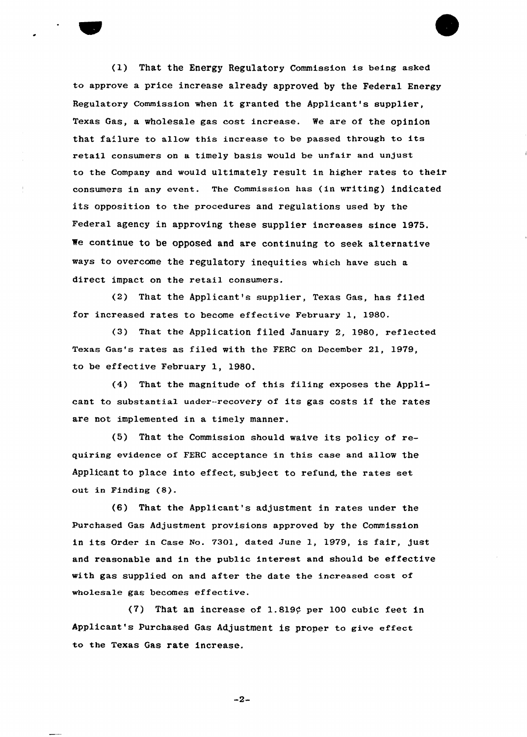(1) That the Energy Regulatory Commission is being asked to approve a price increase already approved by the Federal Energy Regulatory Commission when it granted the Applicant's supplier, Texas Gas, a wholesale gas cost increase. We are of the opinion that failure to allow this increase to be passed through to its retail consumers on a timely basis would be unfair and unjust to the Company and would ultimately result in higher rates to their consumers in any event. The Commission has (in writing) indicated its opposition to the procedures and regulations used by the Federal agency in approving these supplier increases since 1975. We continue to be opposed and are continuing to seek alternative ways to overcome the regulatory inequities which have such a direct impact on the retail consumers.

(2) That the Applicant's supplier, Texas Gas, has filed for increased rates to become effective February 1, 1980.

(3) That the Application filed January 2, 1980, reflected Texas Gas's rates as filed with the FERC on December 21, 1979, to be effective February 1, 1980.

(4) That the magnitude of this filing exposes the Applicant to substantial under-recovery of its gas costs if the rates are not implemented in a timely manner.

(5) That the Commission should waive its policy of requiring evidence of FERC acceptance in this case and allow the Applicant to place into effect, subject to refund, the rates set out in Finding (8).

(6) That the Applicant's adjustment in rates under the Purchased Gas Adjustment provisions approved by the Commission in its Order in Case No. 7301, dated June 1, 1979, is fair, just and reasonable and in the public interest and should be effective with gas supplied on and after the date the increased cost of wholesale gas becomes effective.

(7) That an increase of 1.819¢ per 100 cubic feet in Applicant's Purchased Gas Adjustment is proper to give effect to the Texas Gas rate increase.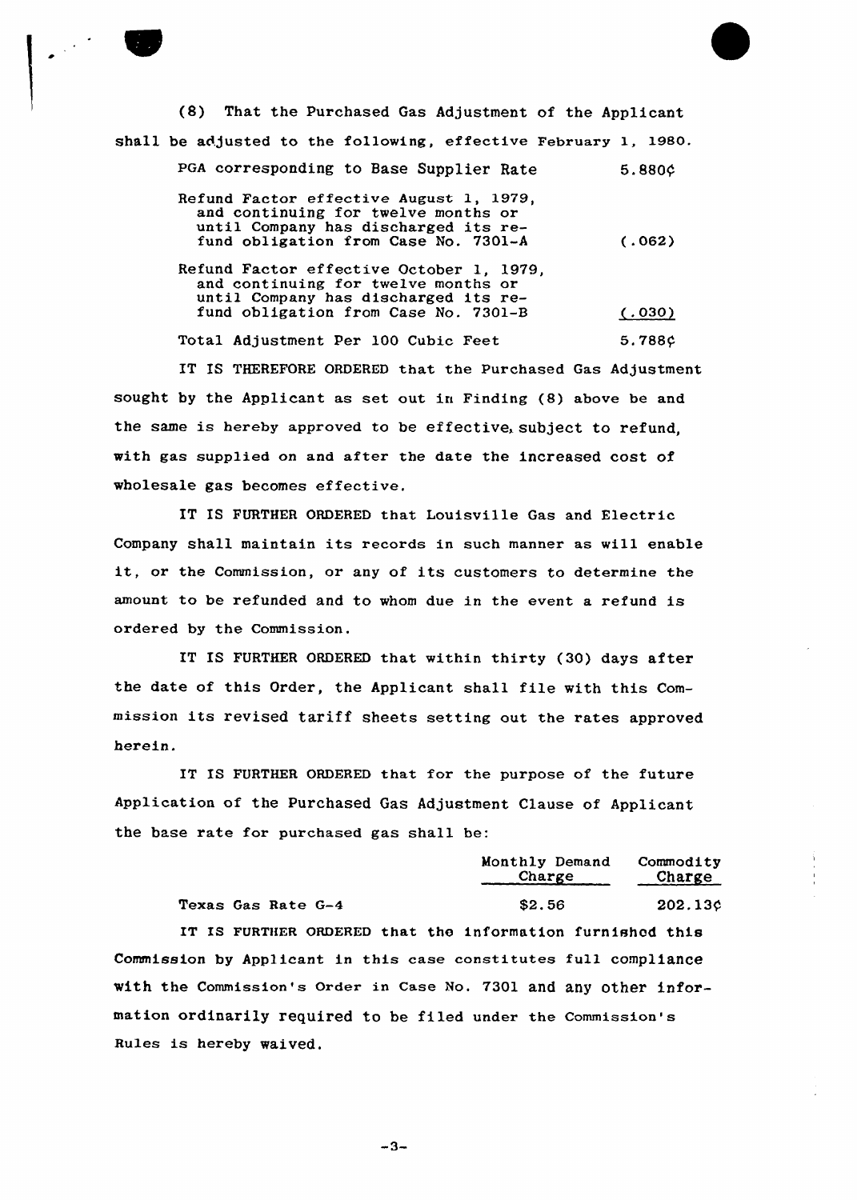(8) That the Purchased Gas Adjustment of the Applicant shall be adjusted to the following, effective February 1, 1980.

| | |
|---|---|
| PGA corresponding to Base Supplier Rate | 5.880¢ |
| Refund Factor effective August 1, 1979, and continuing for twelve months or until Company has discharged its refund obligation from Case No. 7301-A | (.062) |
| Refund Factor effective October 1, 1979, and continuing for twelve months or until Company has discharged its refund obligation from Case No. 7301-B | (.030) |
| Total Adjustment Per 100 Cubic Feet | 5.788¢ |

IT IS THEREFORE ORDERED that the Purchased Gas Adjustment sought by the Applicant as set out in Finding (8) above be and the same is hereby approved to be effective, subject to refund, with gas supplied on and after the date the increased cost of wholesale gas becomes effective.

IT IS FURTHER ORDERED that Louisville Gas and Electric Company shall maintain its records in such manner as will enable it, or the Commission, or any of its customers to determine the amount to be refunded and to whom due in the event a refund is ordered by the Commission.

IT IS FURTHER ORDERED that within thirty (30) days after the date of this Order, the Applicant shall file with this Commission its revised tariff sheets setting out the rates approved herein.

IT IS FURTHER ORDERED that for the purpose of the future Application of the Purchased Gas Adjustment Clause of Applicant the base rate for purchased gas shall be:

| | Monthly Demand Charge | Commodity Charge |
|---|---|---|
| Texas Gas Rate G-4 | $2.56 | 202.13¢ |

IT IS FURTHER ORDERED that the information furnished this Commission by Applicant in this case constitutes full compliance with the Commission's Order in Case No. 7301 and any other information ordinarily required to be filed under the Commission's Rules is hereby waived.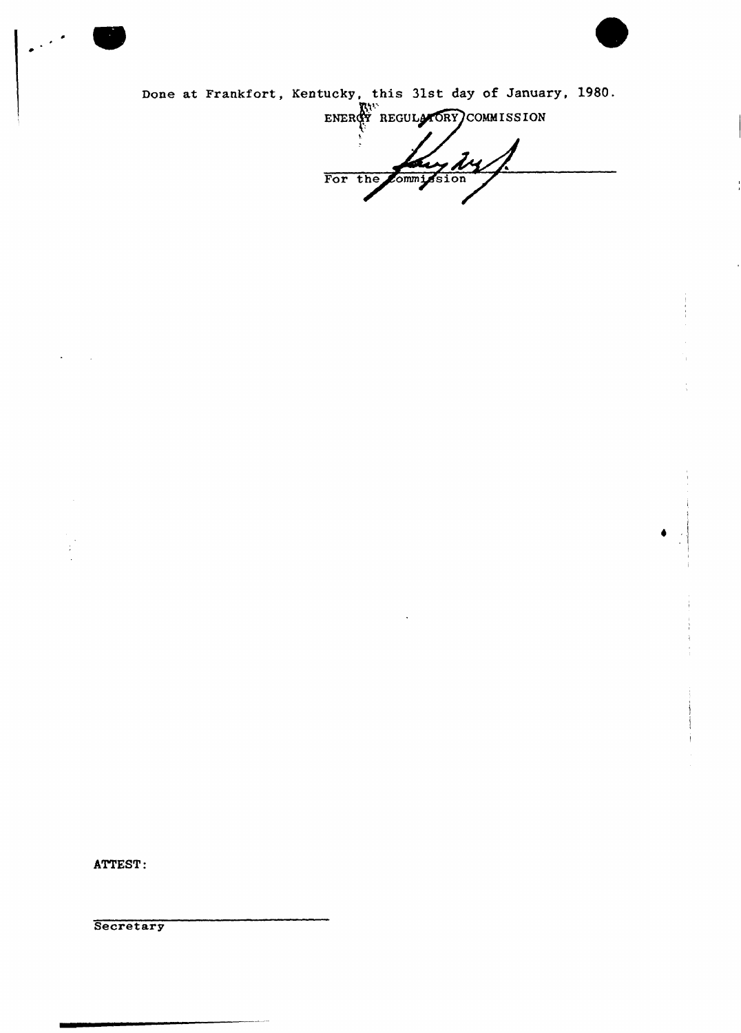Done at Frankfort, Kentucky, this 31st day of January, 1980.

ENERGY REGULATORY COMMISSION

For the Commission

ATTEST:

Secretary